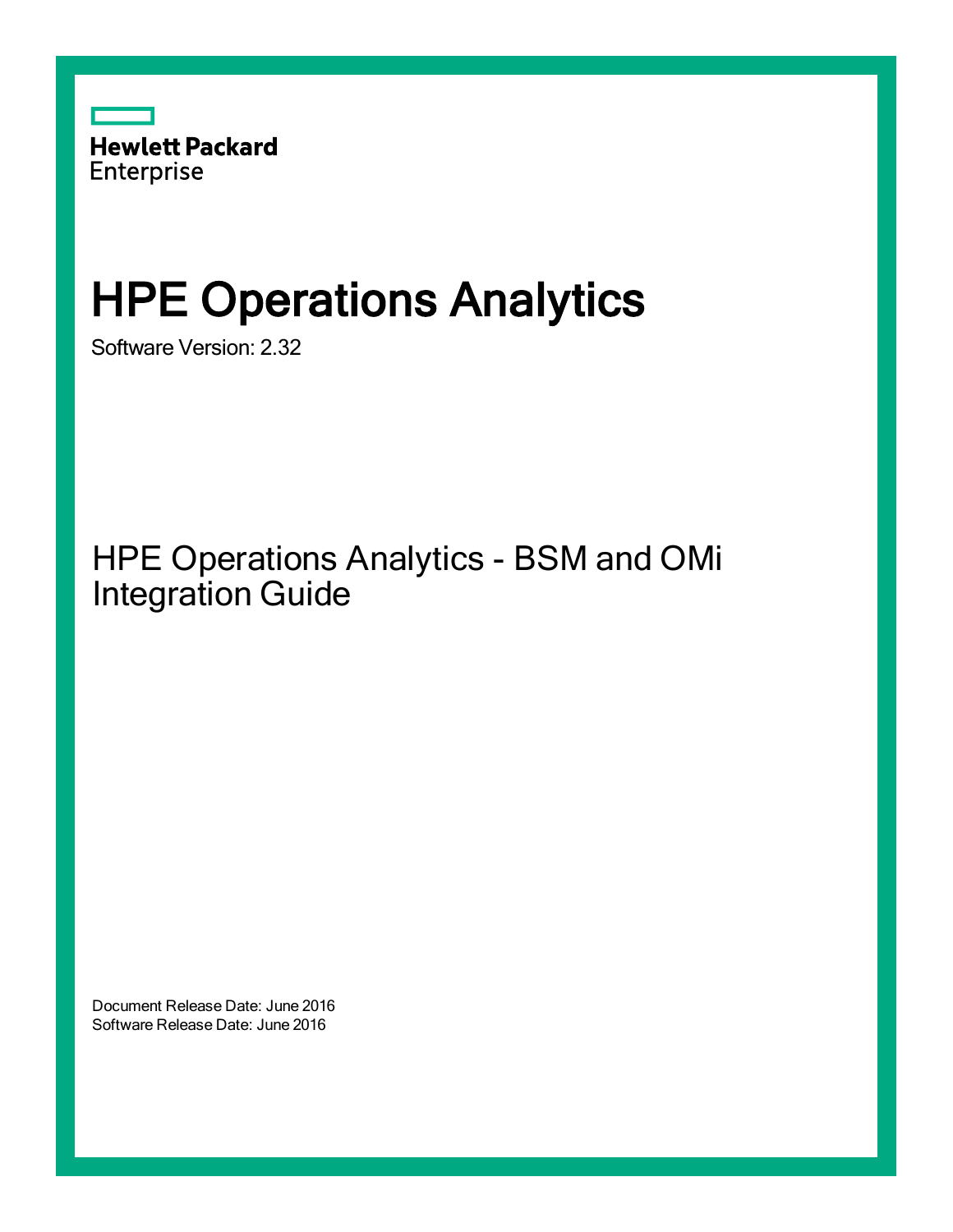Hewlett Packard Enterprise

# HPE Operations Analytics

Software Version: 2.32

## HPE Operations Analytics - BSM and OMi Integration Guide

Document Release Date: June 2016
Software Release Date: June 2016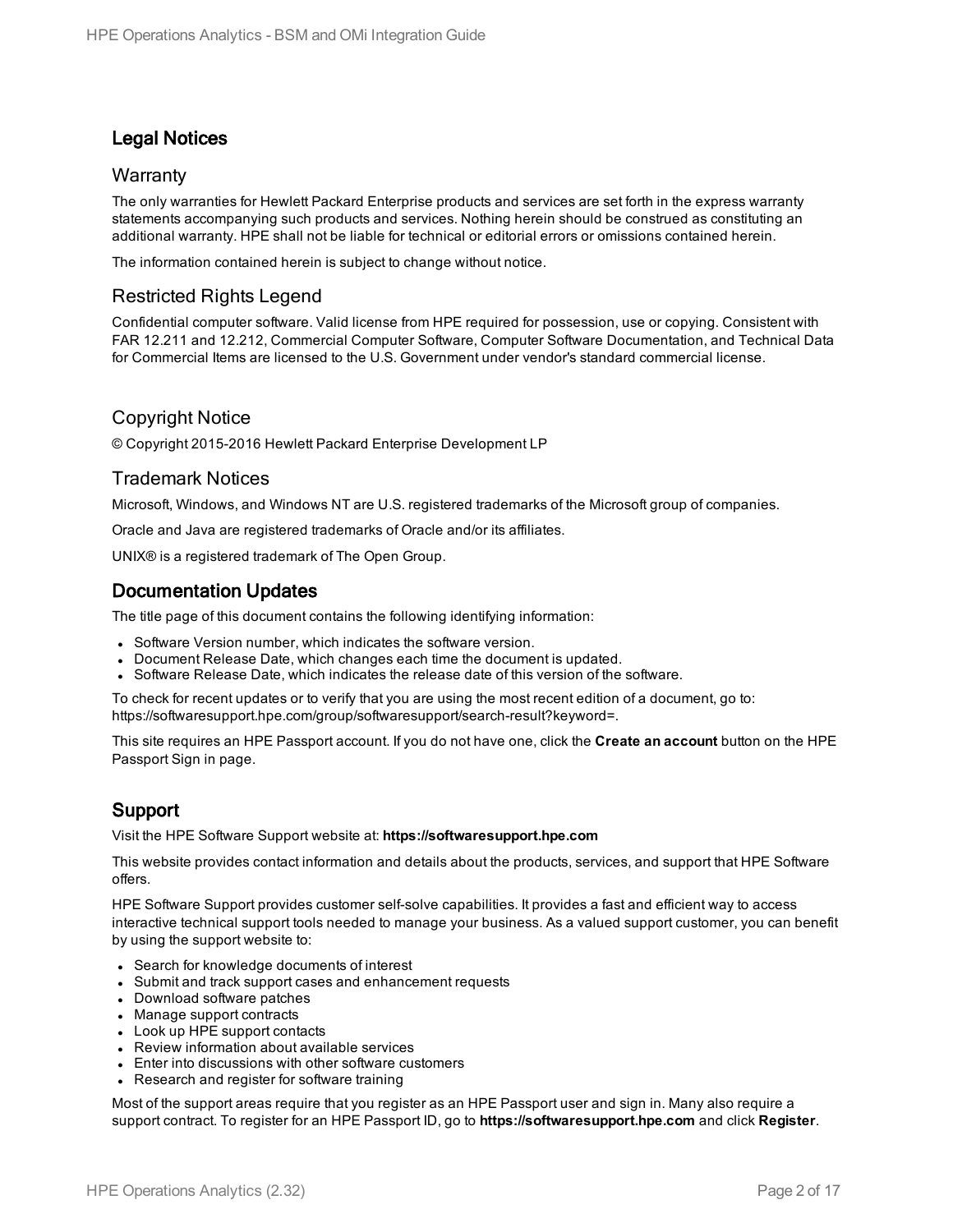## Legal Notices

### Warranty

The only warranties for Hewlett Packard Enterprise products and services are set forth in the express warranty statements accompanying such products and services. Nothing herein should be construed as constituting an additional warranty. HPE shall not be liable for technical or editorial errors or omissions contained herein.

The information contained herein is subject to change without notice.

### Restricted Rights Legend

Confidential computer software. Valid license from HPE required for possession, use or copying. Consistent with FAR 12.211 and 12.212, Commercial Computer Software, Computer Software Documentation, and Technical Data for Commercial Items are licensed to the U.S. Government under vendor's standard commercial license.

### Copyright Notice

© Copyright 2015-2016 Hewlett Packard Enterprise Development LP

### Trademark Notices

Microsoft, Windows, and Windows NT are U.S. registered trademarks of the Microsoft group of companies.

Oracle and Java are registered trademarks of Oracle and/or its affiliates.

UNIX® is a registered trademark of The Open Group.

## Documentation Updates

The title page of this document contains the following identifying information:

- Software Version number, which indicates the software version.
- Document Release Date, which changes each time the document is updated.
- Software Release Date, which indicates the release date of this version of the software.

To check for recent updates or to verify that you are using the most recent edition of a document, go to: https://softwaresupport.hpe.com/group/softwaresupport/search-result?keyword=.

This site requires an HPE Passport account. If you do not have one, click the **Create an account** button on the HPE Passport Sign in page.

## Support

Visit the HPE Software Support website at: **https://softwaresupport.hpe.com**

This website provides contact information and details about the products, services, and support that HPE Software offers.

HPE Software Support provides customer self-solve capabilities. It provides a fast and efficient way to access interactive technical support tools needed to manage your business. As a valued support customer, you can benefit by using the support website to:

- Search for knowledge documents of interest
- Submit and track support cases and enhancement requests
- Download software patches
- Manage support contracts
- Look up HPE support contacts
- Review information about available services
- Enter into discussions with other software customers
- Research and register for software training

Most of the support areas require that you register as an HPE Passport user and sign in. Many also require a support contract. To register for an HPE Passport ID, go to **https://softwaresupport.hpe.com** and click **Register**.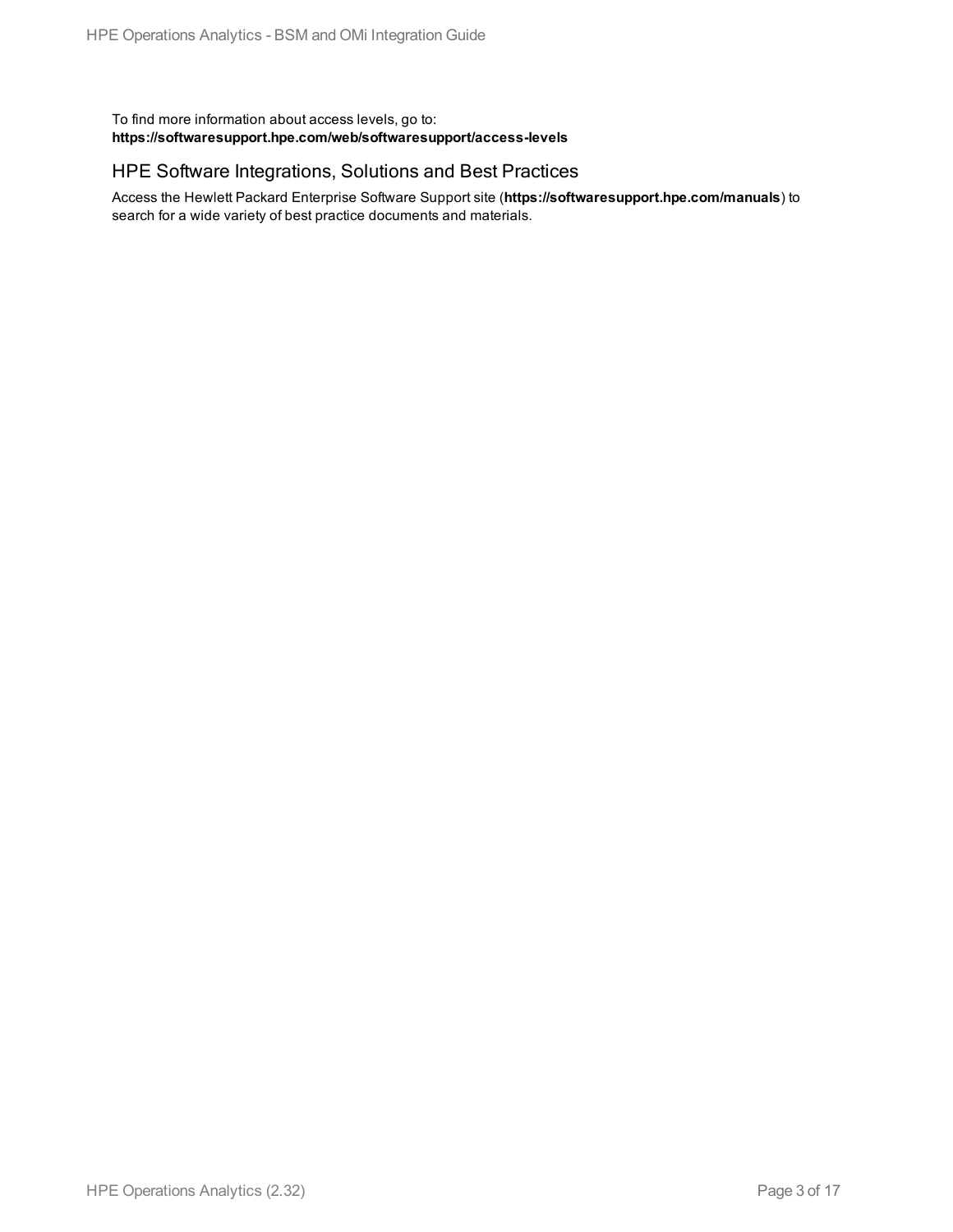To find more information about access levels, go to:
**https://softwaresupport.hpe.com/web/softwaresupport/access-levels**

## HPE Software Integrations, Solutions and Best Practices

Access the Hewlett Packard Enterprise Software Support site (**https://softwaresupport.hpe.com/manuals**) to search for a wide variety of best practice documents and materials.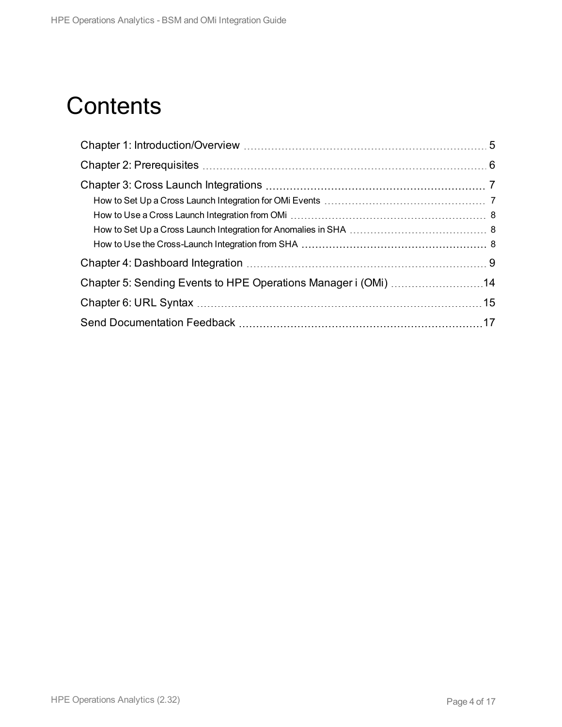# Contents

- Chapter 1: Introduction/Overview ... 5
- Chapter 2: Prerequisites ... 6
- Chapter 3: Cross Launch Integrations ... 7
  - How to Set Up a Cross Launch Integration for OMi Events ... 7
  - How to Use a Cross Launch Integration from OMi ... 8
  - How to Set Up a Cross Launch Integration for Anomalies in SHA ... 8
  - How to Use the Cross-Launch Integration from SHA ... 8
- Chapter 4: Dashboard Integration ... 9
- Chapter 5: Sending Events to HPE Operations Manager i (OMi) ... 14
- Chapter 6: URL Syntax ... 15
- Send Documentation Feedback ... 17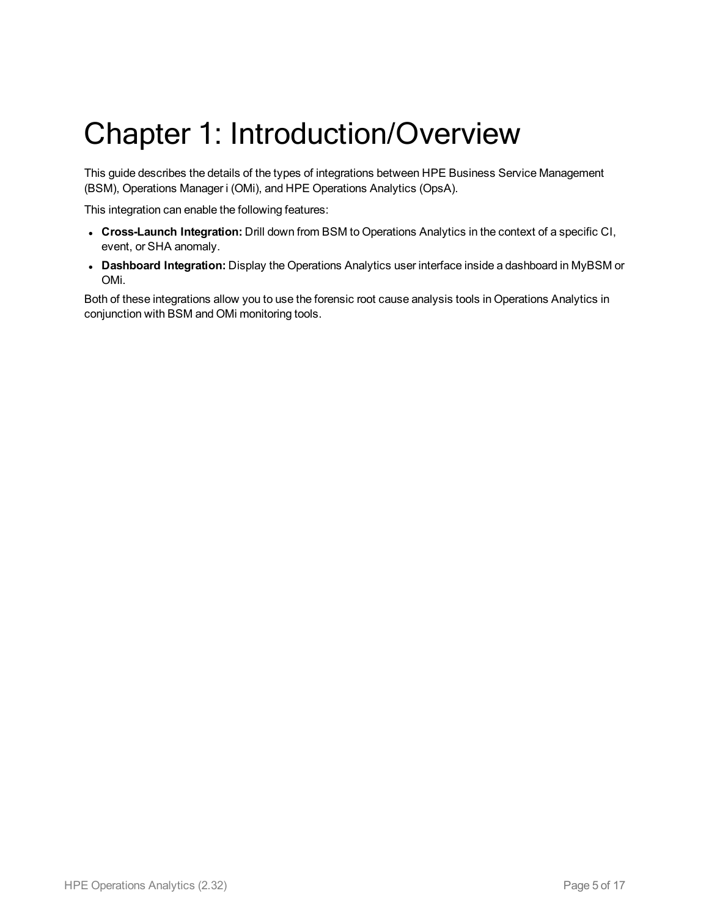# Chapter 1: Introduction/Overview

This guide describes the details of the types of integrations between HPE Business Service Management (BSM), Operations Manager i (OMi), and HPE Operations Analytics (OpsA).

This integration can enable the following features:

- **Cross-Launch Integration:** Drill down from BSM to Operations Analytics in the context of a specific CI, event, or SHA anomaly.
- **Dashboard Integration:** Display the Operations Analytics user interface inside a dashboard in MyBSM or OMi.

Both of these integrations allow you to use the forensic root cause analysis tools in Operations Analytics in conjunction with BSM and OMi monitoring tools.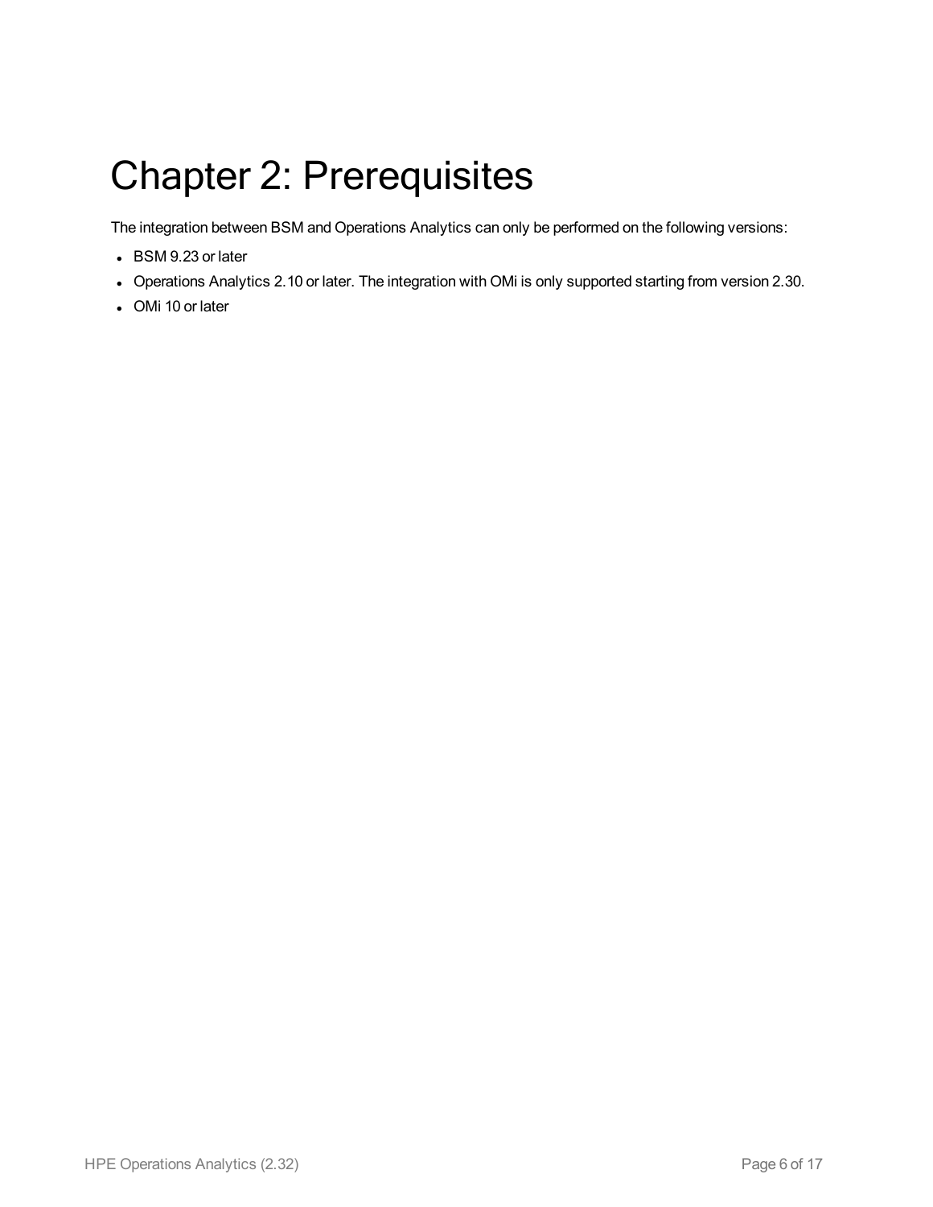# Chapter 2: Prerequisites

The integration between BSM and Operations Analytics can only be performed on the following versions:

- BSM 9.23 or later
- Operations Analytics 2.10 or later. The integration with OMi is only supported starting from version 2.30.
- OMi 10 or later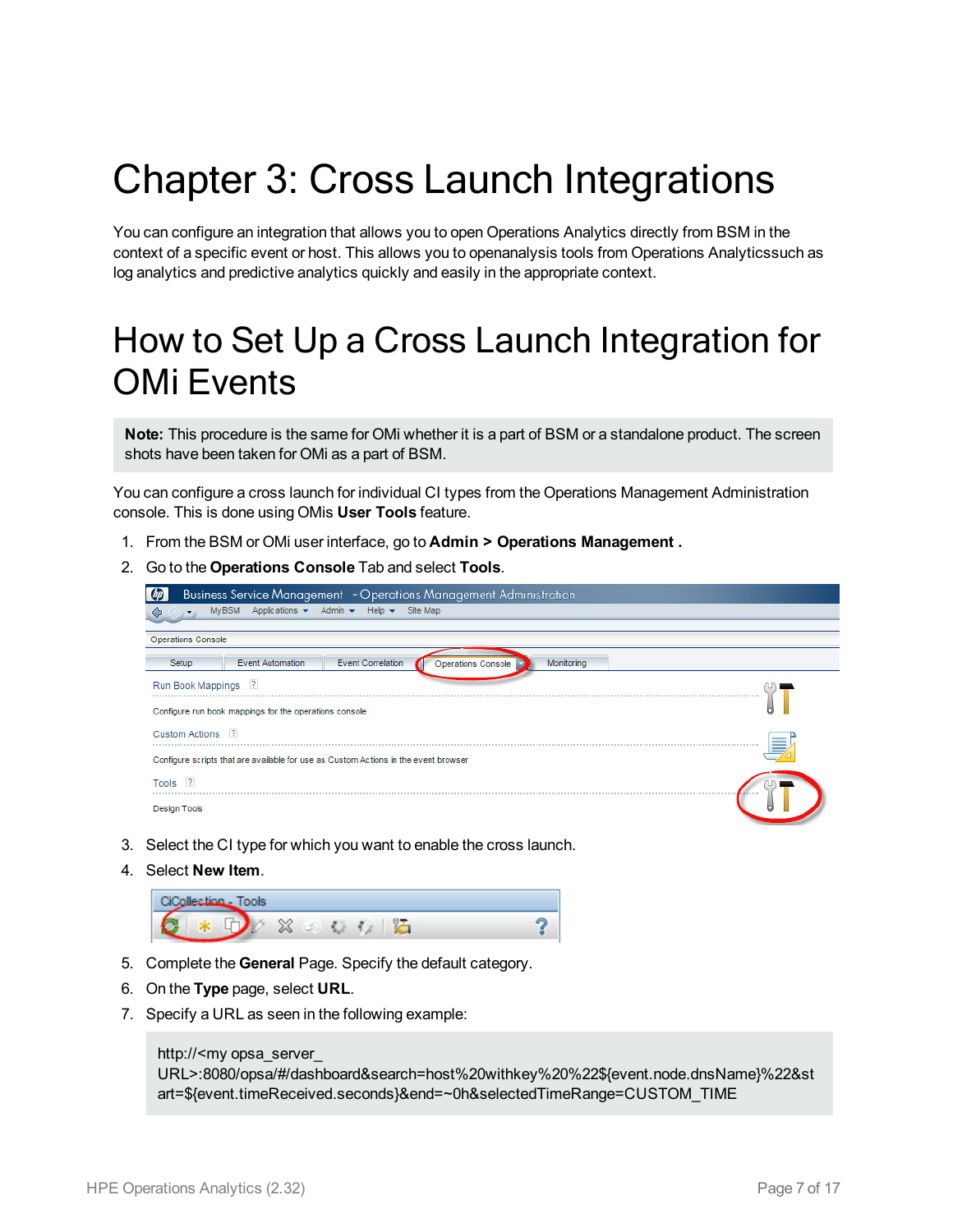# Chapter 3: Cross Launch Integrations

You can configure an integration that allows you to open Operations Analytics directly from BSM in the context of a specific event or host. This allows you to openanalysis tools from Operations Analyticssuch as log analytics and predictive analytics quickly and easily in the appropriate context.

## How to Set Up a Cross Launch Integration for OMi Events

> **Note:** This procedure is the same for OMi whether it is a part of BSM or a standalone product. The screen shots have been taken for OMi as a part of BSM.

You can configure a cross launch for individual CI types from the Operations Management Administration console. This is done using OMis **User Tools** feature.

1. From the BSM or OMi user interface, go to **Admin > Operations Management .**
2. Go to the **Operations Console** Tab and select **Tools**.
3. Select the CI type for which you want to enable the cross launch.
4. Select **New Item**.
5. Complete the **General** Page. Specify the default category.
6. On the **Type** page, select **URL**.
7. Specify a URL as seen in the following example:

```
http://<my opsa_server_
URL>:8080/opsa/#/dashboard&search=host%20withkey%20%22${event.node.dnsName}%22&start=${event.timeReceived.seconds}&end=~0h&selectedTimeRange=CUSTOM_TIME
```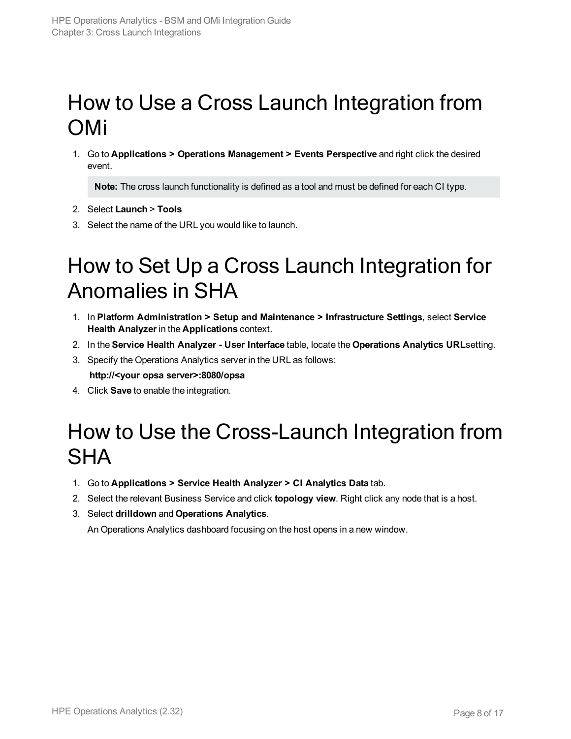# How to Use a Cross Launch Integration from OMi

1. Go to **Applications > Operations Management > Events Perspective** and right click the desired event.

   > **Note:** The cross launch functionality is defined as a tool and must be defined for each CI type.

2. Select **Launch** > **Tools**
3. Select the name of the URL you would like to launch.

# How to Set Up a Cross Launch Integration for Anomalies in SHA

1. In **Platform Administration > Setup and Maintenance > Infrastructure Settings**, select **Service Health Analyzer** in the **Applications** context.
2. In the **Service Health Analyzer - User Interface** table, locate the **Operations Analytics URL**setting.
3. Specify the Operations Analytics server in the URL as follows:

   **http://<your opsa server>:8080/opsa**

4. Click **Save** to enable the integration.

# How to Use the Cross-Launch Integration from SHA

1. Go to **Applications > Service Health Analyzer > CI Analytics Data** tab.
2. Select the relevant Business Service and click **topology view**. Right click any node that is a host.
3. Select **drilldown** and **Operations Analytics**.

   An Operations Analytics dashboard focusing on the host opens in a new window.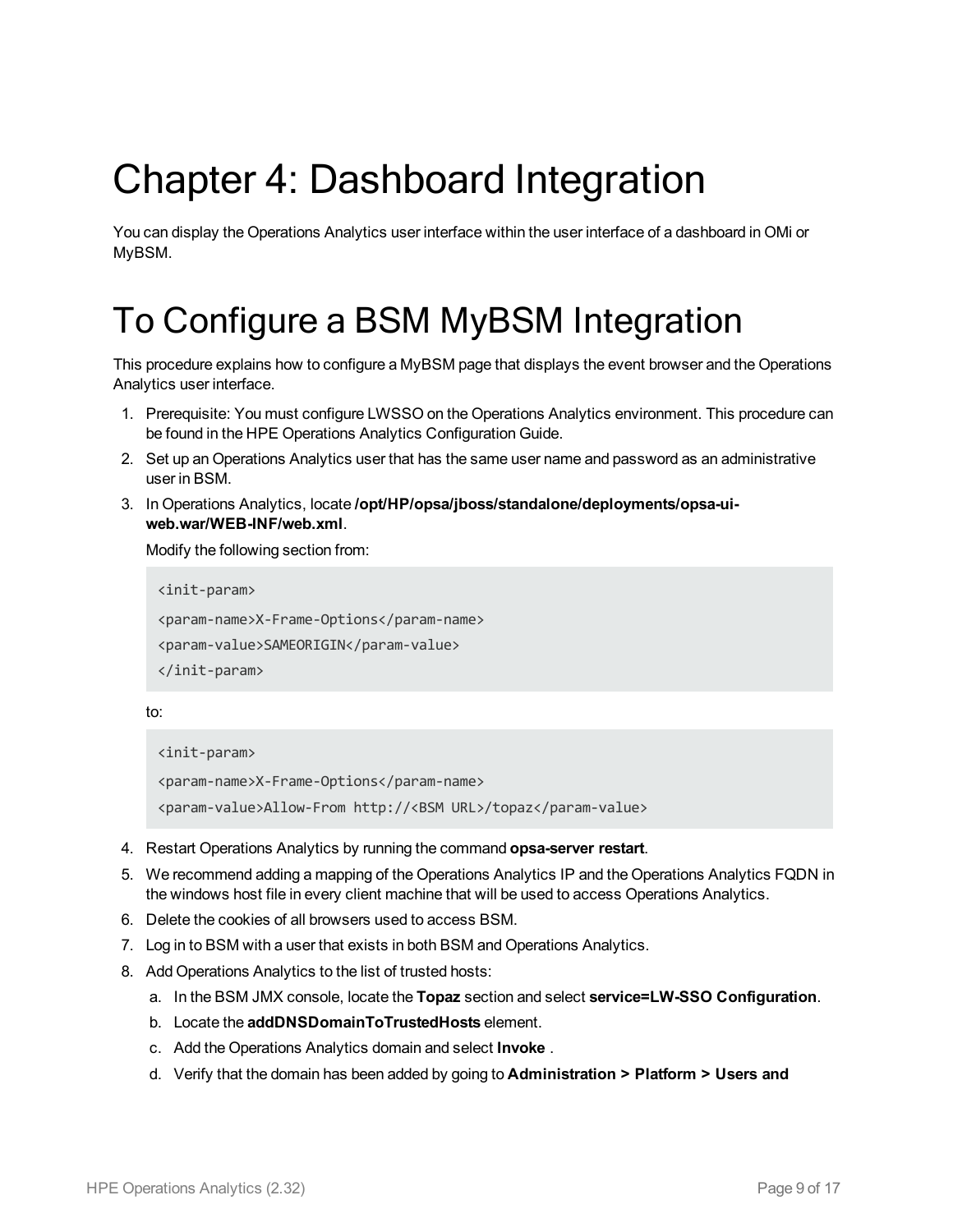# Chapter 4: Dashboard Integration

You can display the Operations Analytics user interface within the user interface of a dashboard in OMi or MyBSM.

# To Configure a BSM MyBSM Integration

This procedure explains how to configure a MyBSM page that displays the event browser and the Operations Analytics user interface.

1. Prerequisite: You must configure LWSSO on the Operations Analytics environment. This procedure can be found in the HPE Operations Analytics Configuration Guide.
2. Set up an Operations Analytics user that has the same user name and password as an administrative user in BSM.
3. In Operations Analytics, locate **/opt/HP/opsa/jboss/standalone/deployments/opsa-ui-web.war/WEB-INF/web.xml**.

   Modify the following section from:

   ```
   <init-param>
   <param-name>X-Frame-Options</param-name>
   <param-value>SAMEORIGIN</param-value>
   </init-param>
   ```

   to:

   ```
   <init-param>
   <param-name>X-Frame-Options</param-name>
   <param-value>Allow-From http://<BSM URL>/topaz</param-value>
   ```

4. Restart Operations Analytics by running the command **opsa-server restart**.
5. We recommend adding a mapping of the Operations Analytics IP and the Operations Analytics FQDN in the windows host file in every client machine that will be used to access Operations Analytics.
6. Delete the cookies of all browsers used to access BSM.
7. Log in to BSM with a user that exists in both BSM and Operations Analytics.
8. Add Operations Analytics to the list of trusted hosts:
   a. In the BSM JMX console, locate the **Topaz** section and select **service=LW-SSO Configuration**.
   b. Locate the **addDNSDomainToTrustedHosts** element.
   c. Add the Operations Analytics domain and select **Invoke** .
   d. Verify that the domain has been added by going to **Administration > Platform > Users and**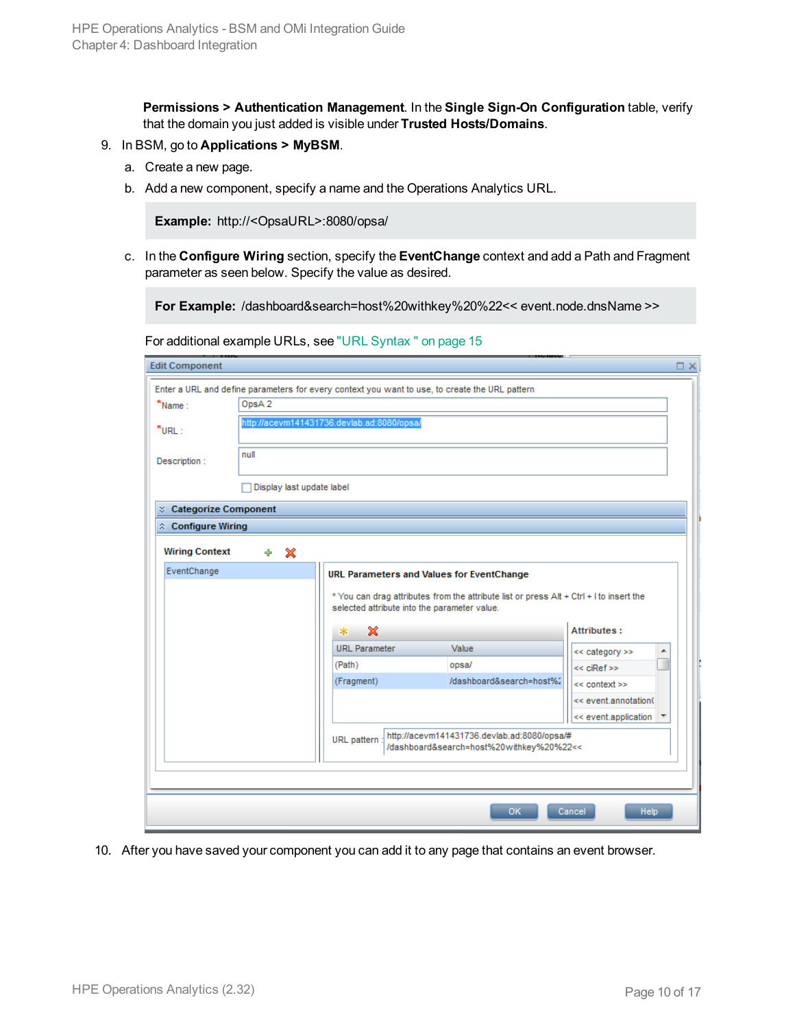**Permissions > Authentication Management**. In the **Single Sign-On Configuration** table, verify that the domain you just added is visible under **Trusted Hosts/Domains**.

9. In BSM, go to **Applications > MyBSM**.

   a. Create a new page.

   b. Add a new component, specify a name and the Operations Analytics URL.

   **Example:** http://<OpsaURL>:8080/opsa/

   c. In the **Configure Wiring** section, specify the **EventChange** context and add a Path and Fragment parameter as seen below. Specify the value as desired.

   **For Example:** /dashboard&search=host%20withkey%20%22<< event.node.dnsName >>

   For additional example URLs, see "URL Syntax " on page 15

10. After you have saved your component you can add it to any page that contains an event browser.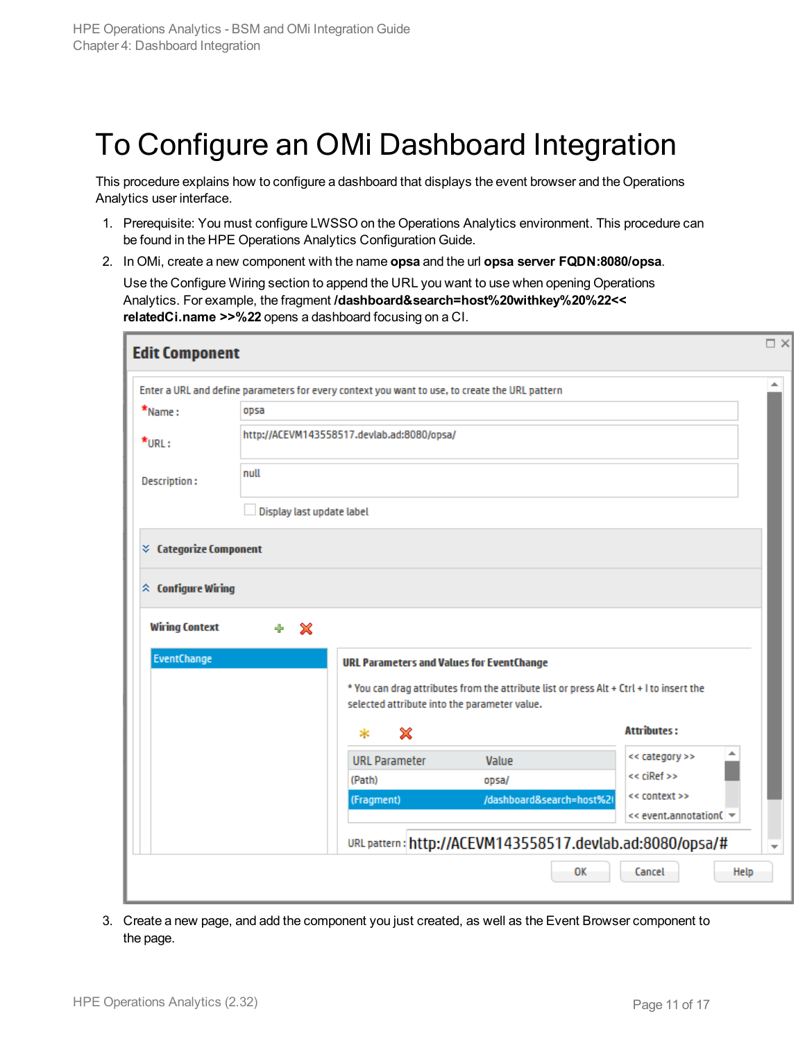# To Configure an OMi Dashboard Integration

This procedure explains how to configure a dashboard that displays the event browser and the Operations Analytics user interface.

1. Prerequisite: You must configure LWSSO on the Operations Analytics environment. This procedure can be found in the HPE Operations Analytics Configuration Guide.
2. In OMi, create a new component with the name **opsa** and the url **opsa server FQDN:8080/opsa**.

   Use the Configure Wiring section to append the URL you want to use when opening Operations Analytics. For example, the fragment **/dashboard&search=host%20withkey%20%22<< relatedCi.name >>%22** opens a dashboard focusing on a CI.

3. Create a new page, and add the component you just created, as well as the Event Browser component to the page.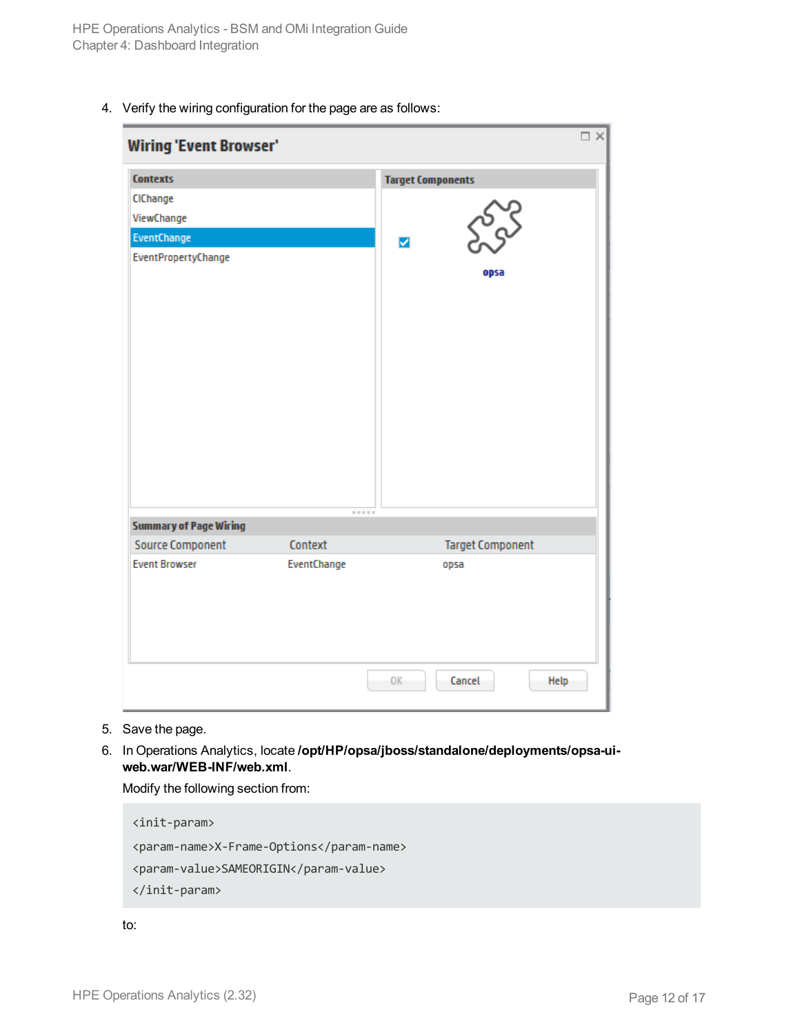4. Verify the wiring configuration for the page are as follows:

5. Save the page.
6. In Operations Analytics, locate **/opt/HP/opsa/jboss/standalone/deployments/opsa-ui-web.war/WEB-INF/web.xml**.

   Modify the following section from:

```
<init-param>
<param-name>X-Frame-Options</param-name>
<param-value>SAMEORIGIN</param-value>
</init-param>
```

   to: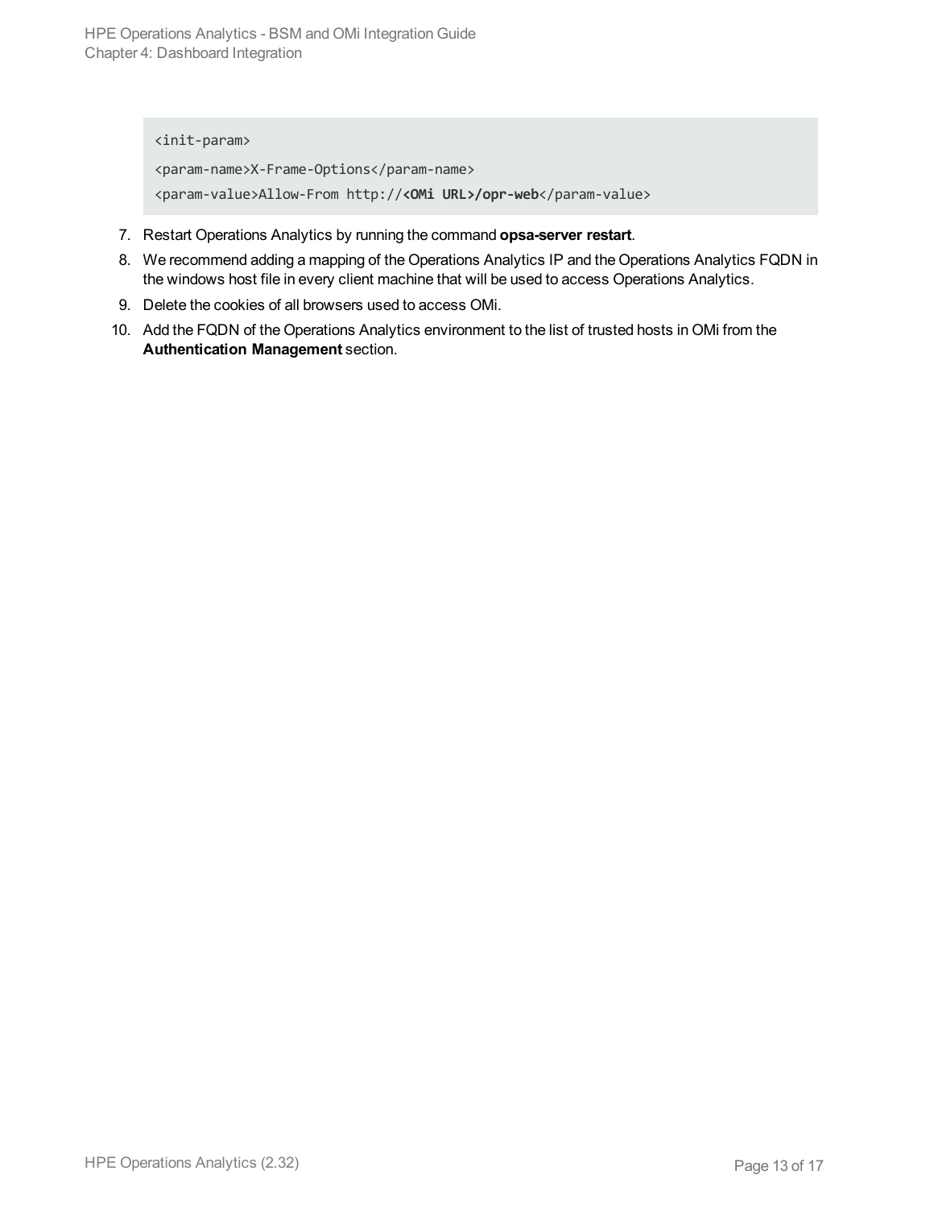```
<init-param>
<param-name>X-Frame-Options</param-name>
<param-value>Allow-From http://<OMi URL>/opr-web</param-value>
```

7. Restart Operations Analytics by running the command **opsa-server restart**.
8. We recommend adding a mapping of the Operations Analytics IP and the Operations Analytics FQDN in the windows host file in every client machine that will be used to access Operations Analytics.
9. Delete the cookies of all browsers used to access OMi.
10. Add the FQDN of the Operations Analytics environment to the list of trusted hosts in OMi from the **Authentication Management** section.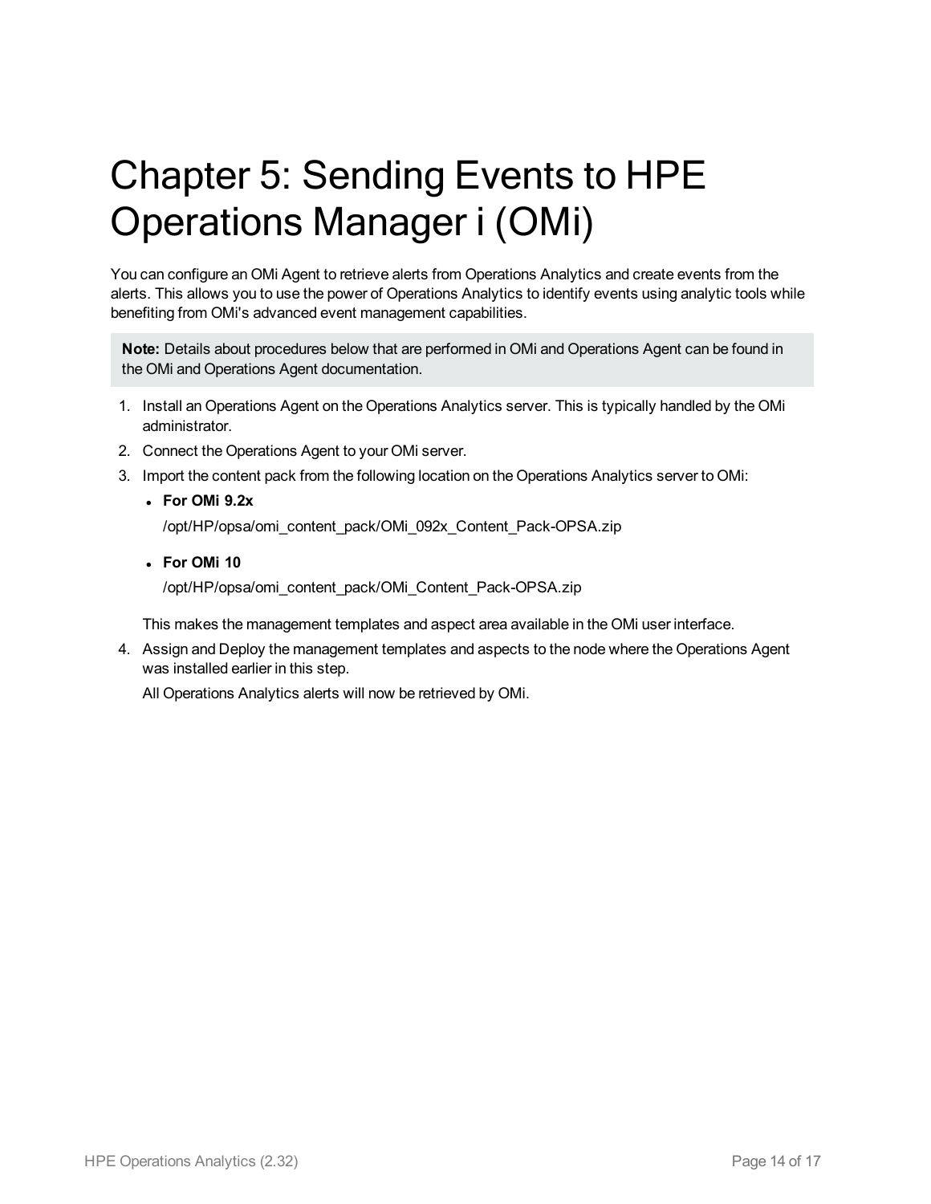# Chapter 5: Sending Events to HPE Operations Manager i (OMi)

You can configure an OMi Agent to retrieve alerts from Operations Analytics and create events from the alerts. This allows you to use the power of Operations Analytics to identify events using analytic tools while benefiting from OMi's advanced event management capabilities.

> **Note:** Details about procedures below that are performed in OMi and Operations Agent can be found in the OMi and Operations Agent documentation.

1. Install an Operations Agent on the Operations Analytics server. This is typically handled by the OMi administrator.
2. Connect the Operations Agent to your OMi server.
3. Import the content pack from the following location on the Operations Analytics server to OMi:
   - **For OMi 9.2x**

     /opt/HP/opsa/omi_content_pack/OMi_092x_Content_Pack-OPSA.zip
   - **For OMi 10**

     /opt/HP/opsa/omi_content_pack/OMi_Content_Pack-OPSA.zip

   This makes the management templates and aspect area available in the OMi user interface.
4. Assign and Deploy the management templates and aspects to the node where the Operations Agent was installed earlier in this step.

   All Operations Analytics alerts will now be retrieved by OMi.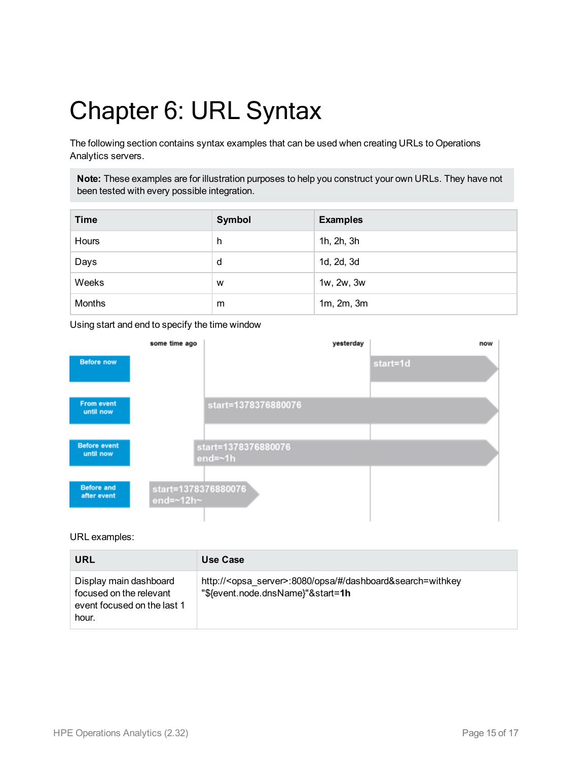# Chapter 6: URL Syntax

The following section contains syntax examples that can be used when creating URLs to Operations Analytics servers.

> **Note:** These examples are for illustration purposes to help you construct your own URLs. They have not been tested with every possible integration.

| Time | Symbol | Examples |
|---|---|---|
| Hours | h | 1h, 2h, 3h |
| Days | d | 1d, 2d, 3d |
| Weeks | w | 1w, 2w, 3w |
| Months | m | 1m, 2m, 3m |

Using start and end to specify the time window

some time ago
yesterday
now

Before now
start=1d

From event until now
start=1378376880076

Before event until now
start=1378376880076
end=~1h

Before and after event
start=1378376880076
end=~12h~

URL examples:

| URL | Use Case |
|---|---|
| Display main dashboard focused on the relevant event focused on the last 1 hour. | http://<opsa_server>:8080/opsa/#/dashboard&search=withkey "${event.node.dnsName}"&start=**1h** |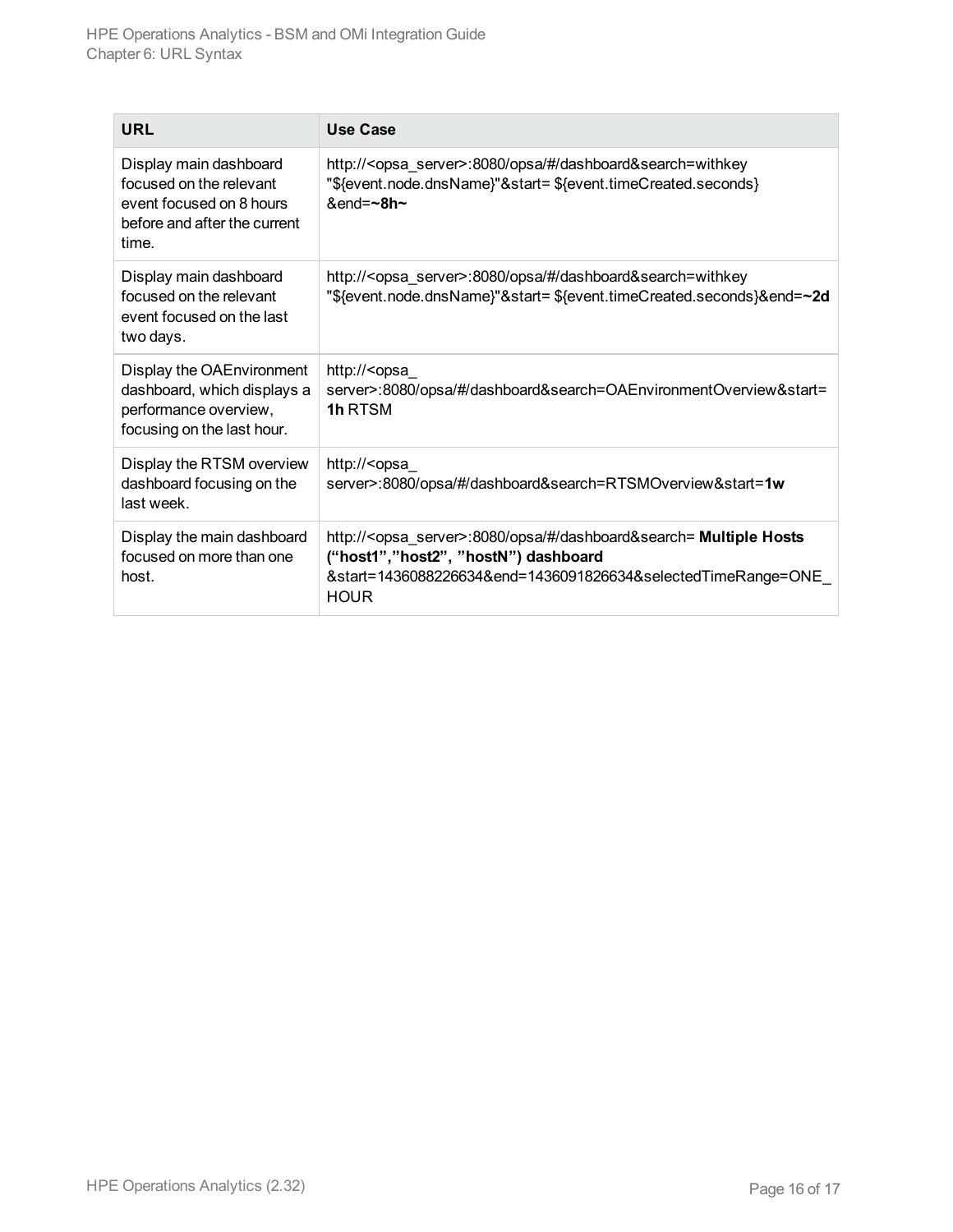| URL | Use Case |
|---|---|
| Display main dashboard focused on the relevant event focused on 8 hours before and after the current time. | http://<opsa_server>:8080/opsa/#/dashboard&search=withkey "${event.node.dnsName}"&start= ${event.timeCreated.seconds} &end=**~8h~** |
| Display main dashboard focused on the relevant event focused on the last two days. | http://<opsa_server>:8080/opsa/#/dashboard&search=withkey "${event.node.dnsName}"&start= ${event.timeCreated.seconds}&end=**~2d** |
| Display the OAEnvironment dashboard, which displays a performance overview, focusing on the last hour. | http://<opsa_server>:8080/opsa/#/dashboard&search=OAEnvironmentOverview&start= **1h** RTSM |
| Display the RTSM overview dashboard focusing on the last week. | http://<opsa_server>:8080/opsa/#/dashboard&search=RTSMOverview&start=**1w** |
| Display the main dashboard focused on more than one host. | http://<opsa_server>:8080/opsa/#/dashboard&search= **Multiple Hosts ("host1","host2", "hostN") dashboard** &start=1436088226634&end=1436091826634&selectedTimeRange=ONE_HOUR |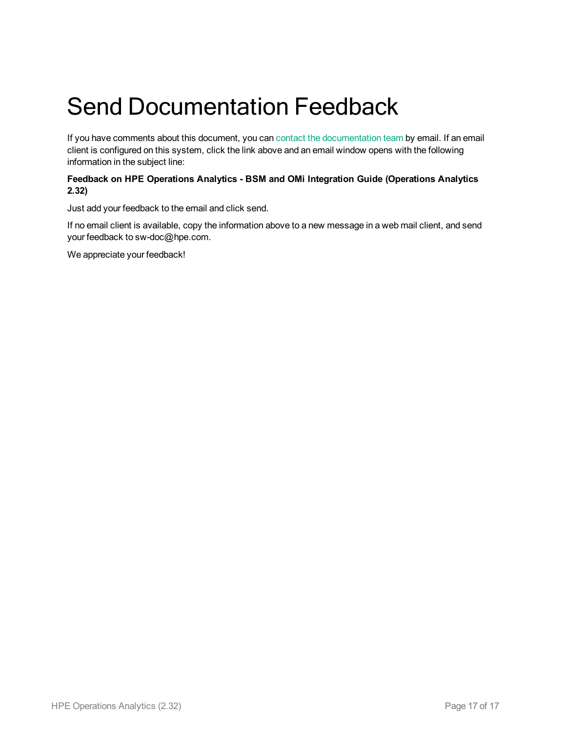# Send Documentation Feedback

If you have comments about this document, you can contact the documentation team by email. If an email client is configured on this system, click the link above and an email window opens with the following information in the subject line:

**Feedback on HPE Operations Analytics - BSM and OMi Integration Guide (Operations Analytics 2.32)**

Just add your feedback to the email and click send.

If no email client is available, copy the information above to a new message in a web mail client, and send your feedback to sw-doc@hpe.com.

We appreciate your feedback!